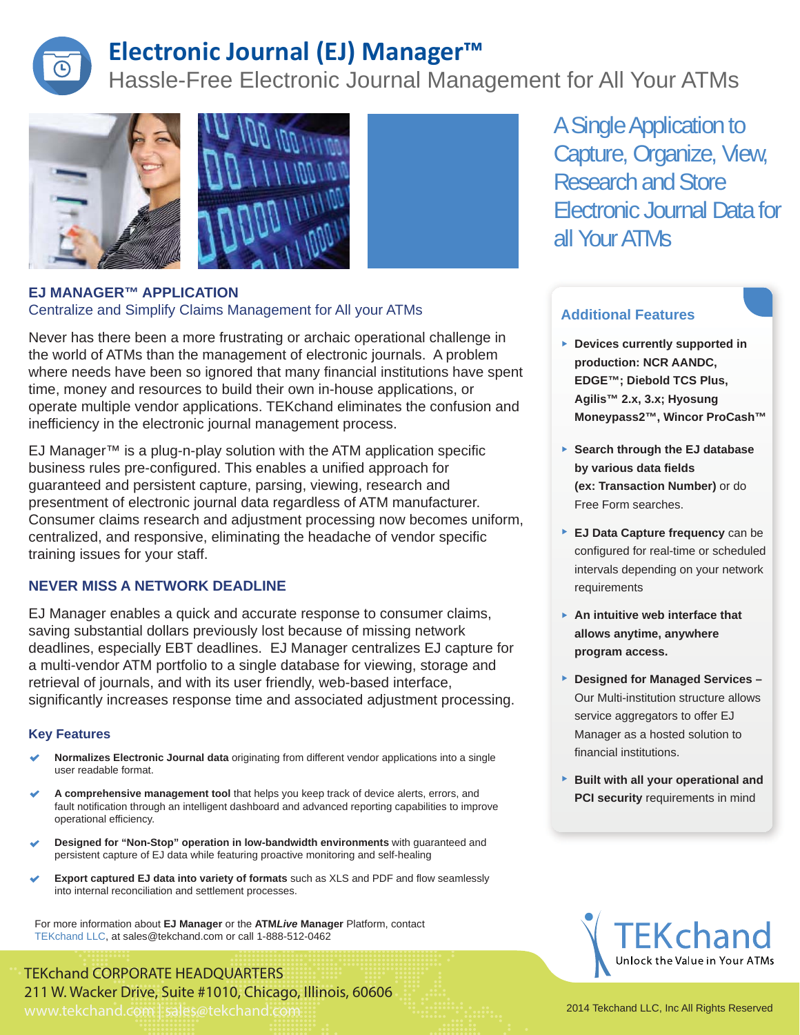# Electronic Journal (EJ) Manager™

Hassle-Free Electronic Journal Management for All Your ATMs

## A Single Application to Capture, Organize, View, Research and Store Electronic Journal Data for all Your ATMs

## EJ MANAGER™ APPLICATION

### Centralize and Simplify Claims Management for All your ATMs

Never has there been a more frustrating or archaic operational challenge in the world of ATMs than the management of electronic journals. A problem where needs have been so ignored that many financial institutions have spent time, money and resources to build their own in-house applications, or operate multiple vendor applications. TEKchand eliminates the confusion and inefficiency in the electronic journal management process.

EJ Manager™ is a plug-n-play solution with the ATM application specific business rules pre-configured. This enables a unified approach for guaranteed and persistent capture, parsing, viewing, research and presentment of electronic journal data regardless of ATM manufacturer. Consumer claims research and adjustment processing now becomes uniform, centralized, and responsive, eliminating the headache of vendor specific training issues for your staff.

## NEVER MISS A NETWORK DEADLINE

EJ Manager enables a quick and accurate response to consumer claims, saving substantial dollars previously lost because of missing network deadlines, especially EBT deadlines. EJ Manager centralizes EJ capture for a multi-vendor ATM portfolio to a single database for viewing, storage and retrieval of journals, and with its user friendly, web-based interface, significantly increases response time and associated adjustment processing.

### Key Features

- **Normalizes Electronic Journal data** originating from different vendor applications into a single user readable format.
- **A comprehensive management tool** that helps you keep track of device alerts, errors, and fault notification through an intelligent dashboard and advanced reporting capabilities to improve operational efficiency.
- **Designed for "Non-Stop" operation in low-bandwidth environments** with guaranteed and persistent capture of EJ data while featuring proactive monitoring and self-healing
- **Export captured EJ data into variety of formats** such as XLS and PDF and flow seamlessly into internal reconciliation and settlement processes.

### Additional Features

- **Devices currently supported in production: NCR AANDC, EDGE™; Diebold TCS Plus, Agilis™ 2.x, 3.x; Hyosung Moneypass2™, Wincor ProCash™**
- **Search through the EJ database by various data fields (ex: Transaction Number)** or do Free Form searches.
- **EJ Data Capture frequency** can be configured for real-time or scheduled intervals depending on your network requirements
- **An intuitive web interface that allows anytime, anywhere program access.**
- **Designed for Managed Services –** Our Multi-institution structure allows service aggregators to offer EJ Manager as a hosted solution to financial institutions.
- **Built with all your operational and PCI security** requirements in mind

For more information about **EJ Manager** or the **ATM*Live* Manager** Platform, contact TEKchand LLC, at sales@tekchand.com or call 1-888-512-0462

TEKchand CORPORATE HEADQUARTERS
211 W. Wacker Drive, Suite #1010, Chicago, Illinois, 60606
www.tekchand.com | sales@tekchand.com

TEKchand — Unlock the Value in Your ATMs

2014 Tekchand LLC, Inc All Rights Reserved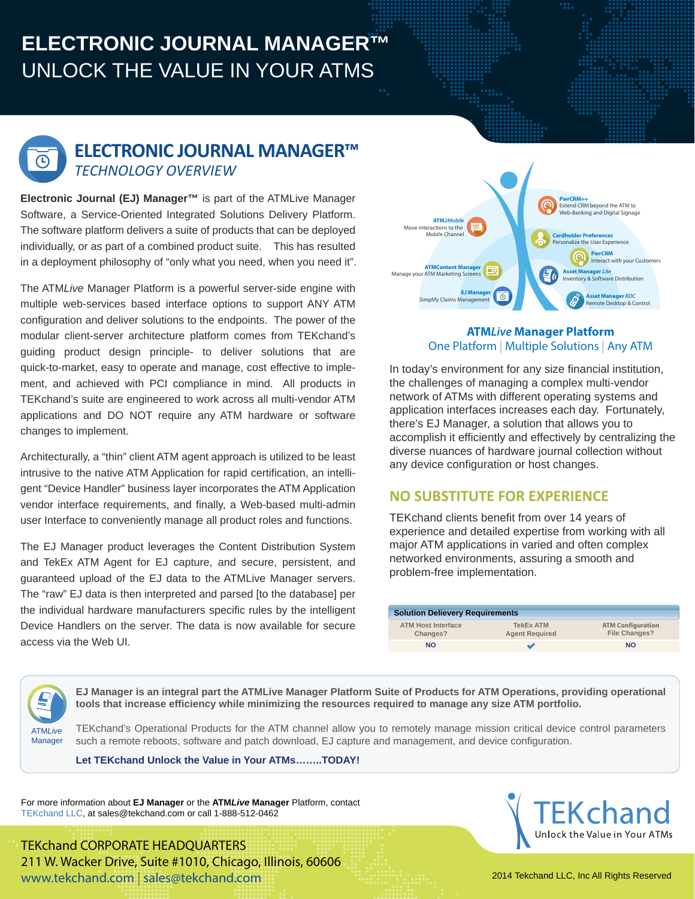# ELECTRONIC JOURNAL MANAGER™
UNLOCK THE VALUE IN YOUR ATMS

## ELECTRONIC JOURNAL MANAGER™
*TECHNOLOGY OVERVIEW*

**Electronic Journal (EJ) Manager™** is part of the ATMLive Manager Software, a Service-Oriented Integrated Solutions Delivery Platform. The software platform delivers a suite of products that can be deployed individually, or as part of a combined product suite. This has resulted in a deployment philosophy of "only what you need, when you need it".

The ATM*Live* Manager Platform is a powerful server-side engine with multiple web-services based interface options to support ANY ATM configuration and deliver solutions to the endpoints. The power of the modular client-server architecture platform comes from TEKchand's guiding product design principle- to deliver solutions that are quick-to-market, easy to operate and manage, cost effective to implement, and achieved with PCI compliance in mind. All products in TEKchand's suite are engineered to work across all multi-vendor ATM applications and DO NOT require any ATM hardware or software changes to implement.

Architecturally, a "thin" client ATM agent approach is utilized to be least intrusive to the native ATM Application for rapid certification, an intelligent "Device Handler" business layer incorporates the ATM Application vendor interface requirements, and finally, a Web-based multi-admin user Interface to conveniently manage all product roles and functions.

The EJ Manager product leverages the Content Distribution System and TekEx ATM Agent for EJ capture, and secure, persistent, and guaranteed upload of the EJ data to the ATMLive Manager servers. The "raw" EJ data is then interpreted and parsed [to the database] per the individual hardware manufacturers specific rules by the intelligent Device Handlers on the server. The data is now available for secure access via the Web UI.

ATM2*Mobile*
Move interactions to the Mobile Channel

ATMContent Manager
Manage your ATM Marketing Screens

EJ Manager
Simplify Claims Management

PwrCRM++
Extend CRM beyond the ATM to Web-Banking and Digital Signage

Cardholder Preferences
Personalize the User Experience

PwrCRM
Interact with your Customers

Asset Manager *Lite*
Inventory & Software Distribution

Asset Manager *RDC*
Remote Desktop & Control

**ATM*Live* Manager Platform**
One Platform | Multiple Solutions | Any ATM

In today's environment for any size financial institution, the challenges of managing a complex multi-vendor network of ATMs with different operating systems and application interfaces increases each day. Fortunately, there's EJ Manager, a solution that allows you to accomplish it efficiently and effectively by centralizing the diverse nuances of hardware journal collection without any device configuration or host changes.

## NO SUBSTITUTE FOR EXPERIENCE

TEKchand clients benefit from over 14 years of experience and detailed expertise from working with all major ATM applications in varied and often complex networked environments, assuring a smooth and problem-free implementation.

| Solution Delievery Requirements | | |
|---|---|---|
| ATM Host Interface Changes? | TekEx ATM Agent Required | ATM Configuration File Changes? |
| NO | ✔ | NO |

**EJ Manager is an integral part the ATMLive Manager Platform Suite of Products for ATM Operations, providing operational tools that increase efficiency while minimizing the resources required to manage any size ATM portfolio.**

ATM*Live* Manager

TEKchand's Operational Products for the ATM channel allow you to remotely manage mission critical device control parameters such a remote reboots, software and patch download, EJ capture and management, and device configuration.

**Let TEKchand Unlock the Value in Your ATMs……..TODAY!**

For more information about **EJ Manager** or the **ATM*Live* Manager** Platform, contact TEKchand LLC, at sales@tekchand.com or call 1-888-512-0462

TEKchand
Unlock the Value in Your ATMs

TEKchand CORPORATE HEADQUARTERS
211 W. Wacker Drive, Suite #1010, Chicago, Illinois, 60606
www.tekchand.com | sales@tekchand.com

2014 Tekchand LLC, Inc All Rights Reserved